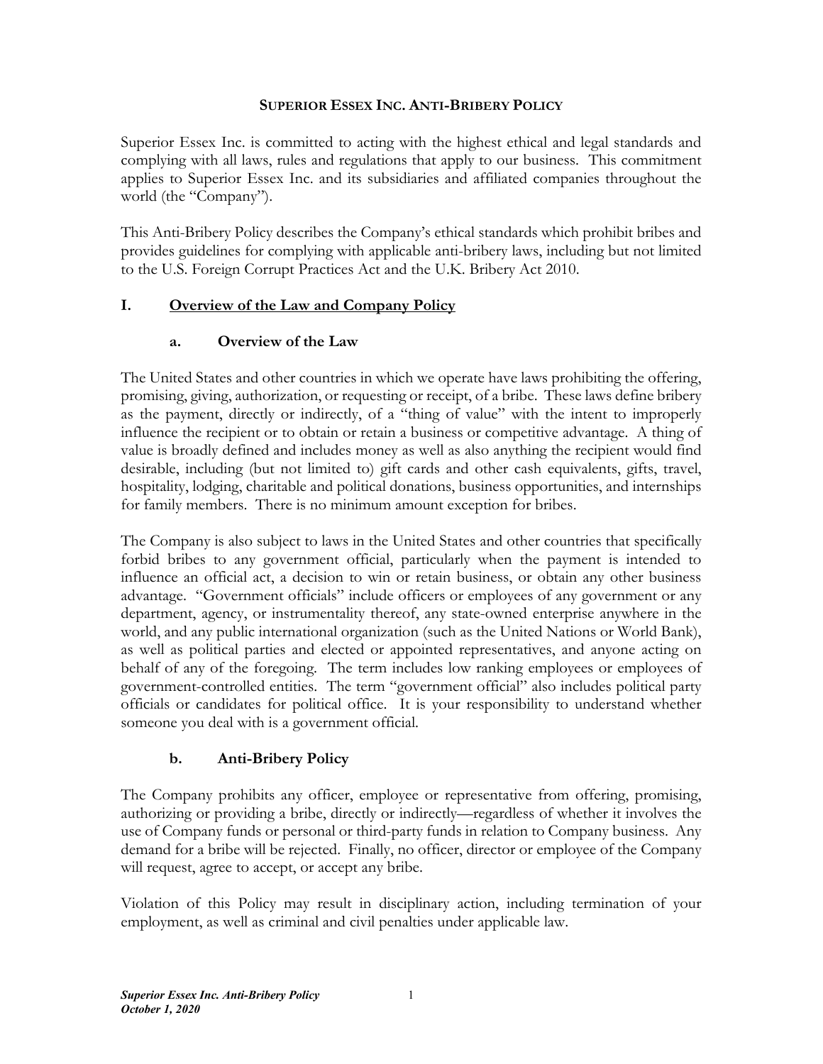# SUPERIOR ESSEX INC. ANTI-BRIBERY POLICY

Superior Essex Inc. is committed to acting with the highest ethical and legal standards and complying with all laws, rules and regulations that apply to our business. This commitment applies to Superior Essex Inc. and its subsidiaries and affiliated companies throughout the world (the "Company").

This Anti-Bribery Policy describes the Company's ethical standards which prohibit bribes and provides guidelines for complying with applicable anti-bribery laws, including but not limited to the U.S. Foreign Corrupt Practices Act and the U.K. Bribery Act 2010.

## I. Overview of the Law and Company Policy

### a. Overview of the Law

The United States and other countries in which we operate have laws prohibiting the offering, promising, giving, authorization, or requesting or receipt, of a bribe. These laws define bribery as the payment, directly or indirectly, of a "thing of value" with the intent to improperly influence the recipient or to obtain or retain a business or competitive advantage. A thing of value is broadly defined and includes money as well as also anything the recipient would find desirable, including (but not limited to) gift cards and other cash equivalents, gifts, travel, hospitality, lodging, charitable and political donations, business opportunities, and internships for family members. There is no minimum amount exception for bribes.

The Company is also subject to laws in the United States and other countries that specifically forbid bribes to any government official, particularly when the payment is intended to influence an official act, a decision to win or retain business, or obtain any other business advantage. "Government officials" include officers or employees of any government or any department, agency, or instrumentality thereof, any state-owned enterprise anywhere in the world, and any public international organization (such as the United Nations or World Bank), as well as political parties and elected or appointed representatives, and anyone acting on behalf of any of the foregoing. The term includes low ranking employees or employees of government-controlled entities. The term "government official" also includes political party officials or candidates for political office. It is your responsibility to understand whether someone you deal with is a government official.

### b. Anti-Bribery Policy

The Company prohibits any officer, employee or representative from offering, promising, authorizing or providing a bribe, directly or indirectly—regardless of whether it involves the use of Company funds or personal or third-party funds in relation to Company business. Any demand for a bribe will be rejected. Finally, no officer, director or employee of the Company will request, agree to accept, or accept any bribe.

Violation of this Policy may result in disciplinary action, including termination of your employment, as well as criminal and civil penalties under applicable law.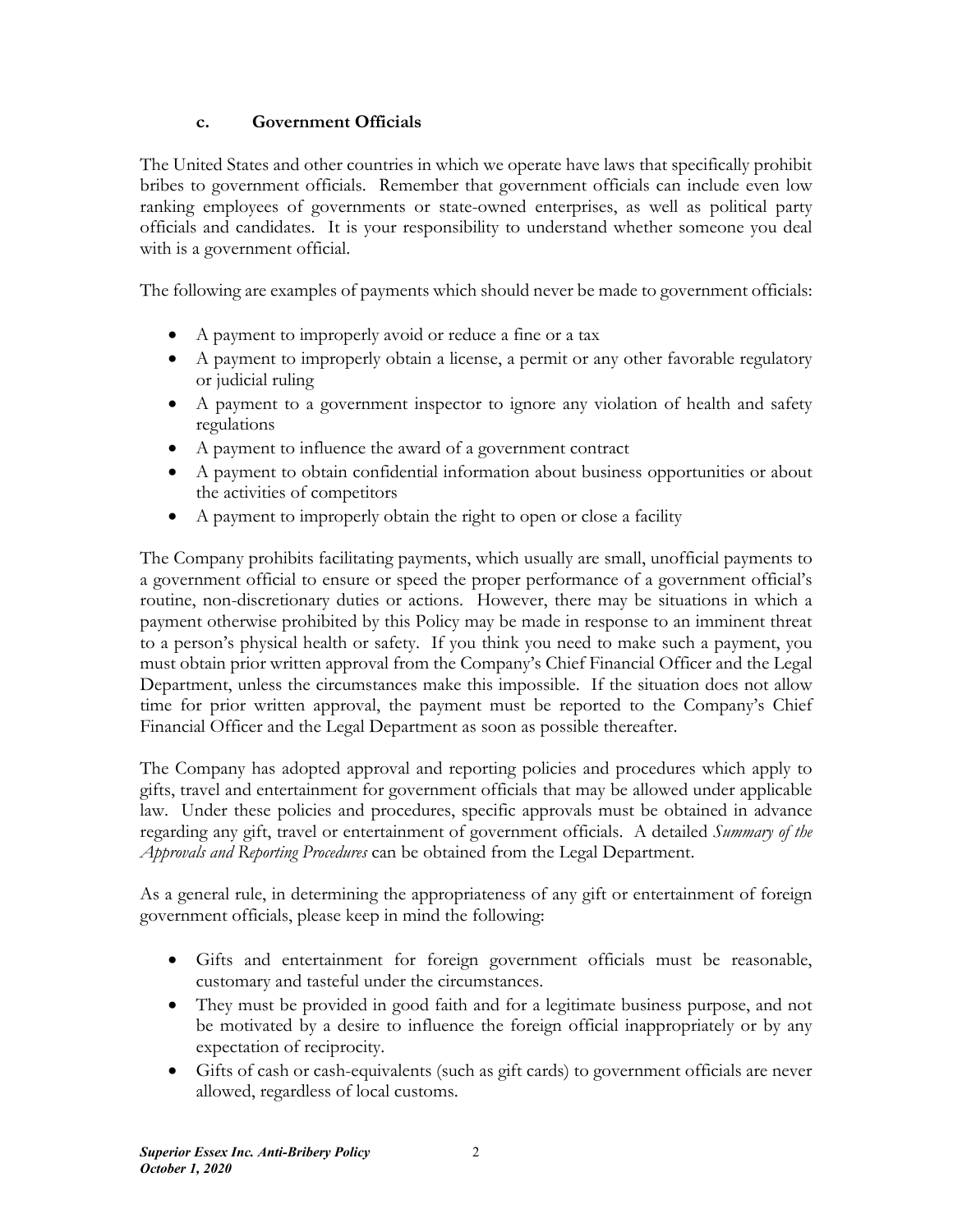### c. Government Officials

The United States and other countries in which we operate have laws that specifically prohibit bribes to government officials. Remember that government officials can include even low ranking employees of governments or state-owned enterprises, as well as political party officials and candidates. It is your responsibility to understand whether someone you deal with is a government official.

The following are examples of payments which should never be made to government officials:

- A payment to improperly avoid or reduce a fine or a tax
- A payment to improperly obtain a license, a permit or any other favorable regulatory or judicial ruling
- A payment to a government inspector to ignore any violation of health and safety regulations
- A payment to influence the award of a government contract
- A payment to obtain confidential information about business opportunities or about the activities of competitors
- A payment to improperly obtain the right to open or close a facility

The Company prohibits facilitating payments, which usually are small, unofficial payments to a government official to ensure or speed the proper performance of a government official's routine, non-discretionary duties or actions. However, there may be situations in which a payment otherwise prohibited by this Policy may be made in response to an imminent threat to a person's physical health or safety. If you think you need to make such a payment, you must obtain prior written approval from the Company's Chief Financial Officer and the Legal Department, unless the circumstances make this impossible. If the situation does not allow time for prior written approval, the payment must be reported to the Company's Chief Financial Officer and the Legal Department as soon as possible thereafter.

The Company has adopted approval and reporting policies and procedures which apply to gifts, travel and entertainment for government officials that may be allowed under applicable law. Under these policies and procedures, specific approvals must be obtained in advance regarding any gift, travel or entertainment of government officials. A detailed *Summary of the Approvals and Reporting Procedures* can be obtained from the Legal Department.

As a general rule, in determining the appropriateness of any gift or entertainment of foreign government officials, please keep in mind the following:

- Gifts and entertainment for foreign government officials must be reasonable, customary and tasteful under the circumstances.
- They must be provided in good faith and for a legitimate business purpose, and not be motivated by a desire to influence the foreign official inappropriately or by any expectation of reciprocity.
- Gifts of cash or cash-equivalents (such as gift cards) to government officials are never allowed, regardless of local customs.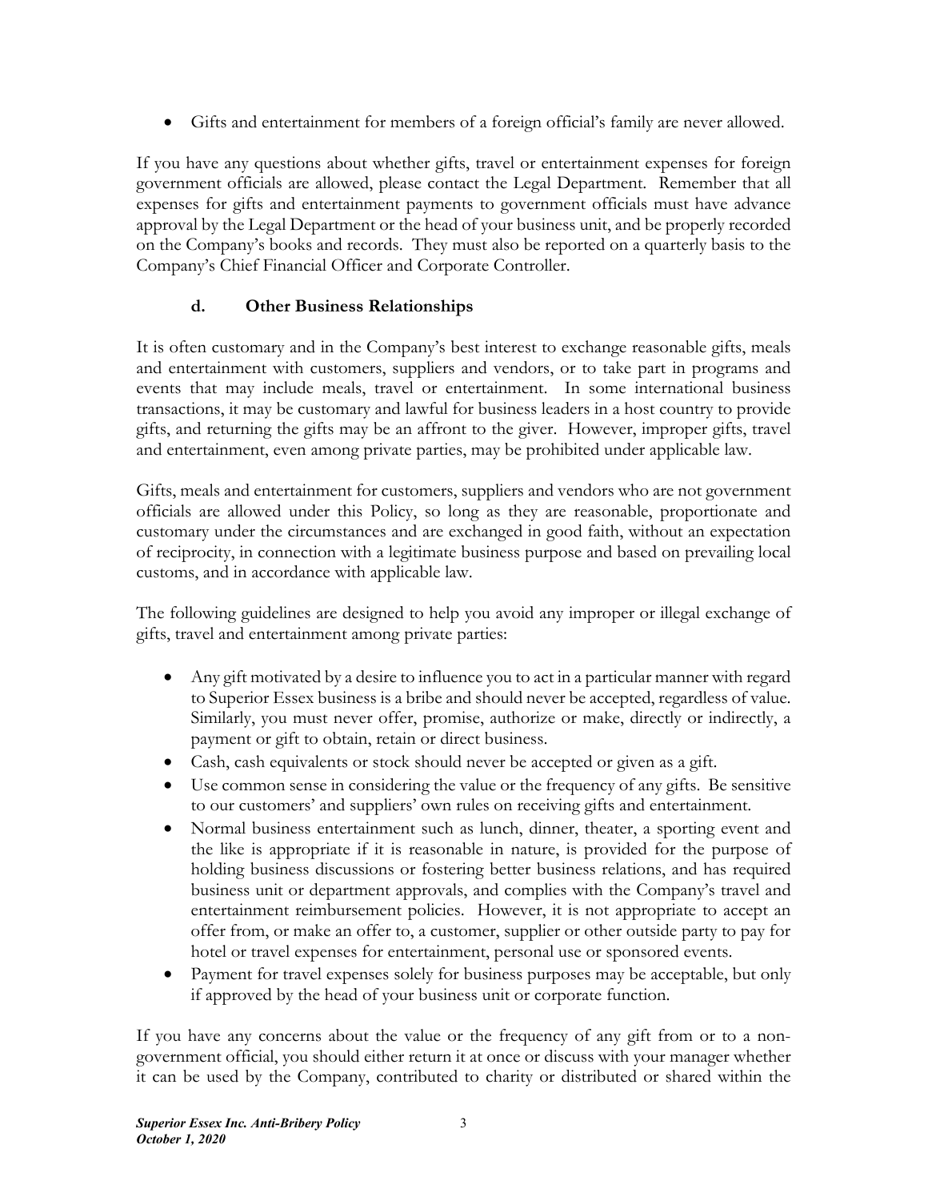- Gifts and entertainment for members of a foreign official's family are never allowed.

If you have any questions about whether gifts, travel or entertainment expenses for foreign government officials are allowed, please contact the Legal Department. Remember that all expenses for gifts and entertainment payments to government officials must have advance approval by the Legal Department or the head of your business unit, and be properly recorded on the Company's books and records. They must also be reported on a quarterly basis to the Company's Chief Financial Officer and Corporate Controller.

### d. Other Business Relationships

It is often customary and in the Company's best interest to exchange reasonable gifts, meals and entertainment with customers, suppliers and vendors, or to take part in programs and events that may include meals, travel or entertainment. In some international business transactions, it may be customary and lawful for business leaders in a host country to provide gifts, and returning the gifts may be an affront to the giver. However, improper gifts, travel and entertainment, even among private parties, may be prohibited under applicable law.

Gifts, meals and entertainment for customers, suppliers and vendors who are not government officials are allowed under this Policy, so long as they are reasonable, proportionate and customary under the circumstances and are exchanged in good faith, without an expectation of reciprocity, in connection with a legitimate business purpose and based on prevailing local customs, and in accordance with applicable law.

The following guidelines are designed to help you avoid any improper or illegal exchange of gifts, travel and entertainment among private parties:

- Any gift motivated by a desire to influence you to act in a particular manner with regard to Superior Essex business is a bribe and should never be accepted, regardless of value. Similarly, you must never offer, promise, authorize or make, directly or indirectly, a payment or gift to obtain, retain or direct business.
- Cash, cash equivalents or stock should never be accepted or given as a gift.
- Use common sense in considering the value or the frequency of any gifts. Be sensitive to our customers' and suppliers' own rules on receiving gifts and entertainment.
- Normal business entertainment such as lunch, dinner, theater, a sporting event and the like is appropriate if it is reasonable in nature, is provided for the purpose of holding business discussions or fostering better business relations, and has required business unit or department approvals, and complies with the Company's travel and entertainment reimbursement policies. However, it is not appropriate to accept an offer from, or make an offer to, a customer, supplier or other outside party to pay for hotel or travel expenses for entertainment, personal use or sponsored events.
- Payment for travel expenses solely for business purposes may be acceptable, but only if approved by the head of your business unit or corporate function.

If you have any concerns about the value or the frequency of any gift from or to a non-government official, you should either return it at once or discuss with your manager whether it can be used by the Company, contributed to charity or distributed or shared within the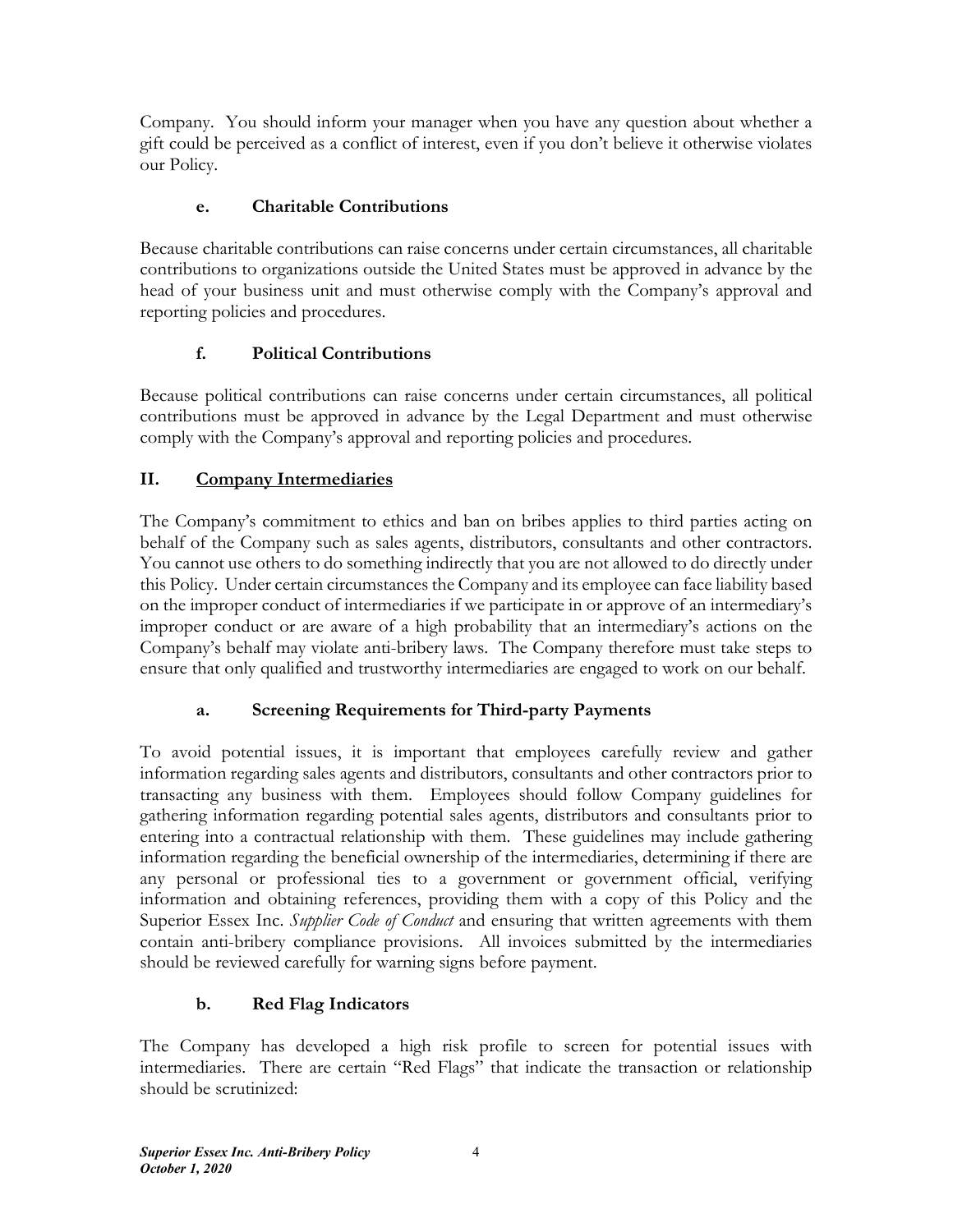Company. You should inform your manager when you have any question about whether a gift could be perceived as a conflict of interest, even if you don't believe it otherwise violates our Policy.

### e. Charitable Contributions

Because charitable contributions can raise concerns under certain circumstances, all charitable contributions to organizations outside the United States must be approved in advance by the head of your business unit and must otherwise comply with the Company's approval and reporting policies and procedures.

### f. Political Contributions

Because political contributions can raise concerns under certain circumstances, all political contributions must be approved in advance by the Legal Department and must otherwise comply with the Company's approval and reporting policies and procedures.

## II. Company Intermediaries

The Company's commitment to ethics and ban on bribes applies to third parties acting on behalf of the Company such as sales agents, distributors, consultants and other contractors. You cannot use others to do something indirectly that you are not allowed to do directly under this Policy. Under certain circumstances the Company and its employee can face liability based on the improper conduct of intermediaries if we participate in or approve of an intermediary's improper conduct or are aware of a high probability that an intermediary's actions on the Company's behalf may violate anti-bribery laws. The Company therefore must take steps to ensure that only qualified and trustworthy intermediaries are engaged to work on our behalf.

### a. Screening Requirements for Third-party Payments

To avoid potential issues, it is important that employees carefully review and gather information regarding sales agents and distributors, consultants and other contractors prior to transacting any business with them. Employees should follow Company guidelines for gathering information regarding potential sales agents, distributors and consultants prior to entering into a contractual relationship with them. These guidelines may include gathering information regarding the beneficial ownership of the intermediaries, determining if there are any personal or professional ties to a government or government official, verifying information and obtaining references, providing them with a copy of this Policy and the Superior Essex Inc. *Supplier Code of Conduct* and ensuring that written agreements with them contain anti-bribery compliance provisions. All invoices submitted by the intermediaries should be reviewed carefully for warning signs before payment.

### b. Red Flag Indicators

The Company has developed a high risk profile to screen for potential issues with intermediaries. There are certain "Red Flags" that indicate the transaction or relationship should be scrutinized: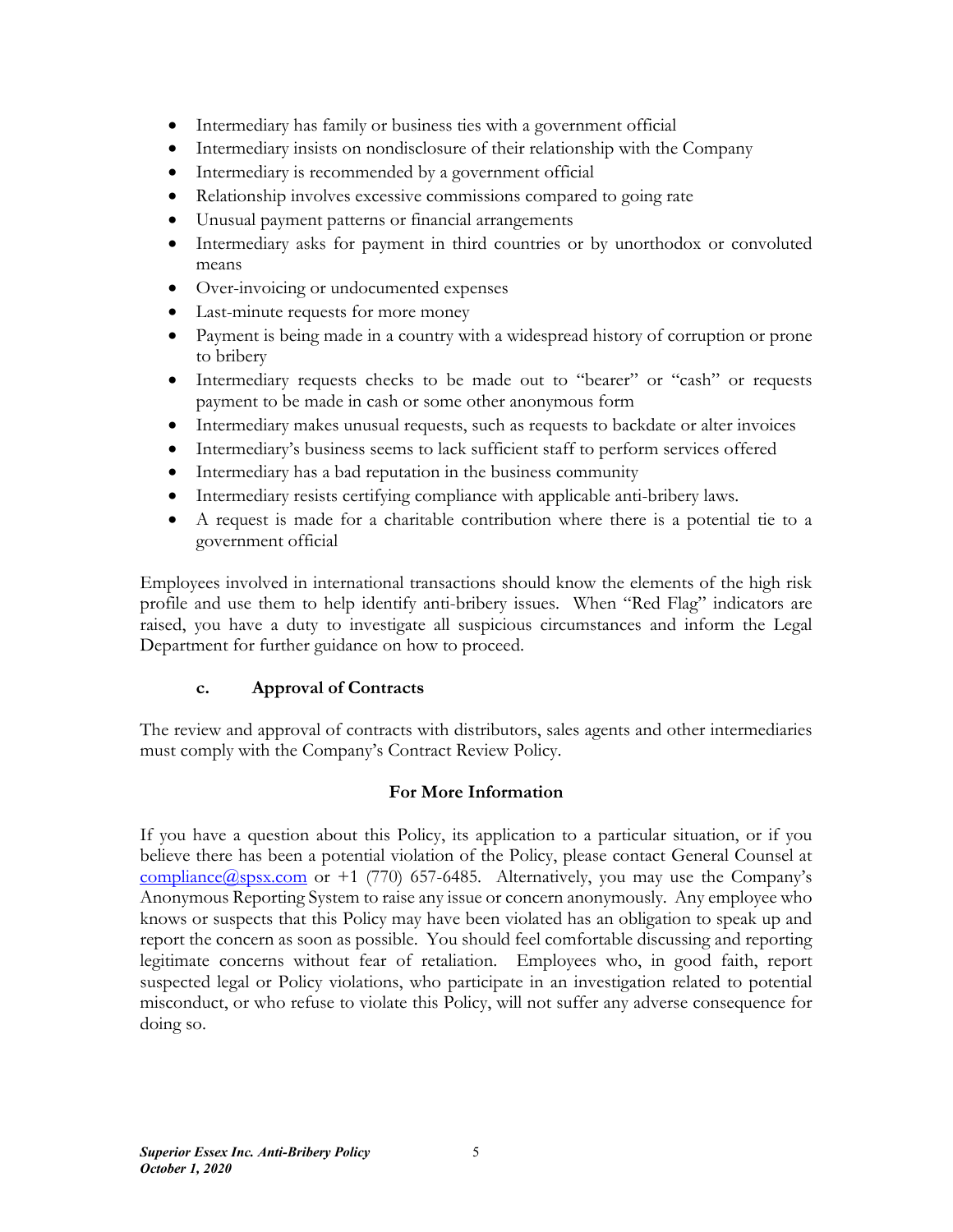- Intermediary has family or business ties with a government official
- Intermediary insists on nondisclosure of their relationship with the Company
- Intermediary is recommended by a government official
- Relationship involves excessive commissions compared to going rate
- Unusual payment patterns or financial arrangements
- Intermediary asks for payment in third countries or by unorthodox or convoluted means
- Over-invoicing or undocumented expenses
- Last-minute requests for more money
- Payment is being made in a country with a widespread history of corruption or prone to bribery
- Intermediary requests checks to be made out to "bearer" or "cash" or requests payment to be made in cash or some other anonymous form
- Intermediary makes unusual requests, such as requests to backdate or alter invoices
- Intermediary's business seems to lack sufficient staff to perform services offered
- Intermediary has a bad reputation in the business community
- Intermediary resists certifying compliance with applicable anti-bribery laws.
- A request is made for a charitable contribution where there is a potential tie to a government official

Employees involved in international transactions should know the elements of the high risk profile and use them to help identify anti-bribery issues. When "Red Flag" indicators are raised, you have a duty to investigate all suspicious circumstances and inform the Legal Department for further guidance on how to proceed.

### c. Approval of Contracts

The review and approval of contracts with distributors, sales agents and other intermediaries must comply with the Company's Contract Review Policy.

## For More Information

If you have a question about this Policy, its application to a particular situation, or if you believe there has been a potential violation of the Policy, please contact General Counsel at compliance@spsx.com or +1 (770) 657-6485. Alternatively, you may use the Company's Anonymous Reporting System to raise any issue or concern anonymously. Any employee who knows or suspects that this Policy may have been violated has an obligation to speak up and report the concern as soon as possible. You should feel comfortable discussing and reporting legitimate concerns without fear of retaliation. Employees who, in good faith, report suspected legal or Policy violations, who participate in an investigation related to potential misconduct, or who refuse to violate this Policy, will not suffer any adverse consequence for doing so.